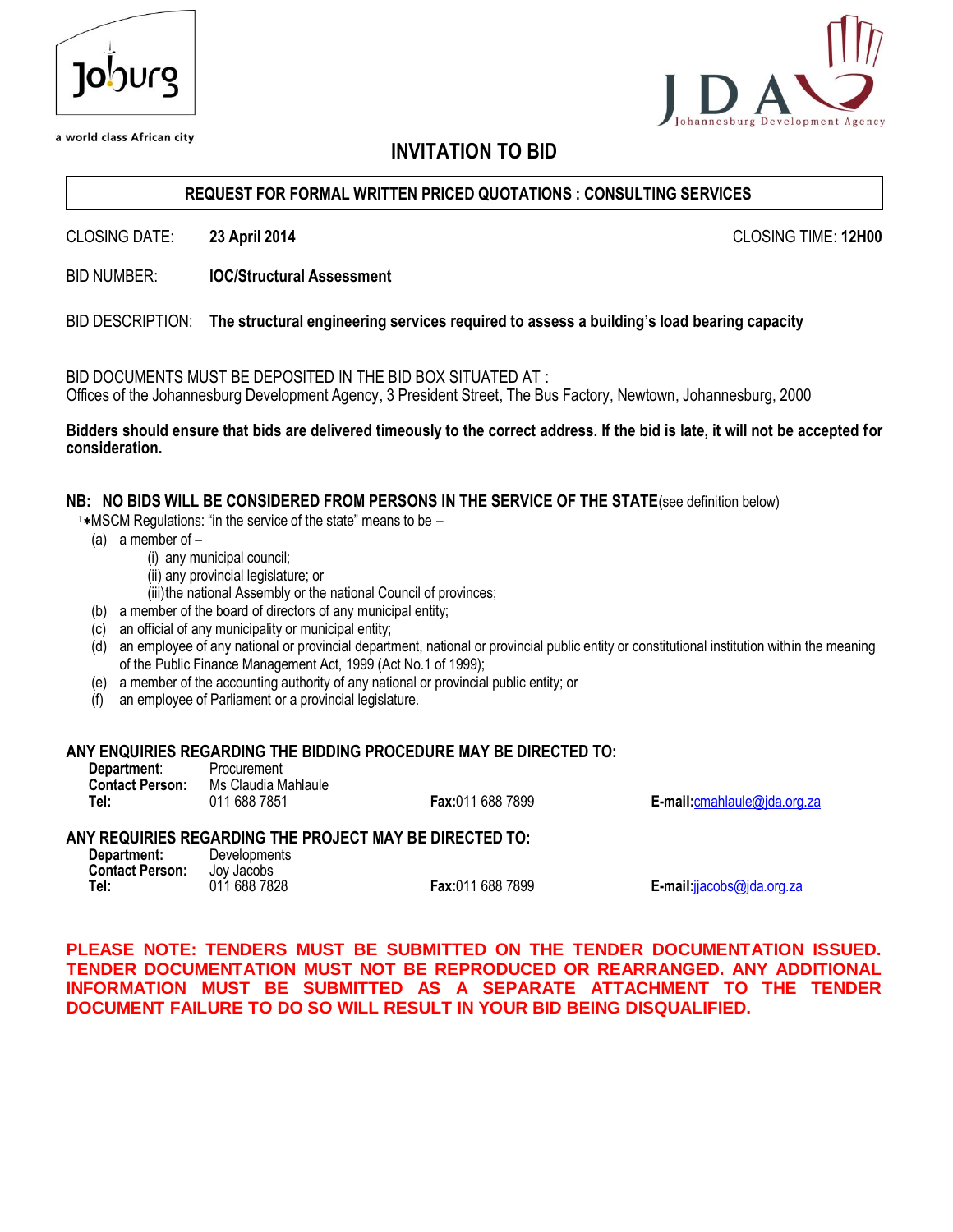Joburg

a world class African city

JDA Johannesburg Development Agency

# INVITATION TO BID

**REQUEST FOR FORMAL WRITTEN PRICED QUOTATIONS : CONSULTING SERVICES**

CLOSING DATE: **23 April 2014** CLOSING TIME: **12H00**

BID NUMBER: **IOC/Structural Assessment**

BID DESCRIPTION: **The structural engineering services required to assess a building's load bearing capacity**

BID DOCUMENTS MUST BE DEPOSITED IN THE BID BOX SITUATED AT :
Offices of the Johannesburg Development Agency, 3 President Street, The Bus Factory, Newtown, Johannesburg, 2000

**Bidders should ensure that bids are delivered timeously to the correct address. If the bid is late, it will not be accepted for consideration.**

**NB: NO BIDS WILL BE CONSIDERED FROM PERSONS IN THE SERVICE OF THE STATE**(see definition below)

[1]*MSCM Regulations: "in the service of the state" means to be –

(a) a member of –
- (i) any municipal council;
- (ii) any provincial legislature; or
- (iii) the national Assembly or the national Council of provinces;

(b) a member of the board of directors of any municipal entity;
(c) an official of any municipality or municipal entity;
(d) an employee of any national or provincial department, national or provincial public entity or constitutional institution within the meaning of the Public Finance Management Act, 1999 (Act No.1 of 1999);
(e) a member of the accounting authority of any national or provincial public entity; or
(f) an employee of Parliament or a provincial legislature.

**ANY ENQUIRIES REGARDING THE BIDDING PROCEDURE MAY BE DIRECTED TO:**

**Department**: Procurement
**Contact Person:** Ms Claudia Mahlaule
**Tel:** 011 688 7851 **Fax:**011 688 7899 **E-mail:**cmahlaule@jda.org.za

**ANY REQUIRIES REGARDING THE PROJECT MAY BE DIRECTED TO:**

**Department:** Developments
**Contact Person:** Joy Jacobs
**Tel:** 011 688 7828 **Fax:**011 688 7899 **E-mail:**jjacobs@jda.org.za

**PLEASE NOTE: TENDERS MUST BE SUBMITTED ON THE TENDER DOCUMENTATION ISSUED. TENDER DOCUMENTATION MUST NOT BE REPRODUCED OR REARRANGED. ANY ADDITIONAL INFORMATION MUST BE SUBMITTED AS A SEPARATE ATTACHMENT TO THE TENDER DOCUMENT FAILURE TO DO SO WILL RESULT IN YOUR BID BEING DISQUALIFIED.**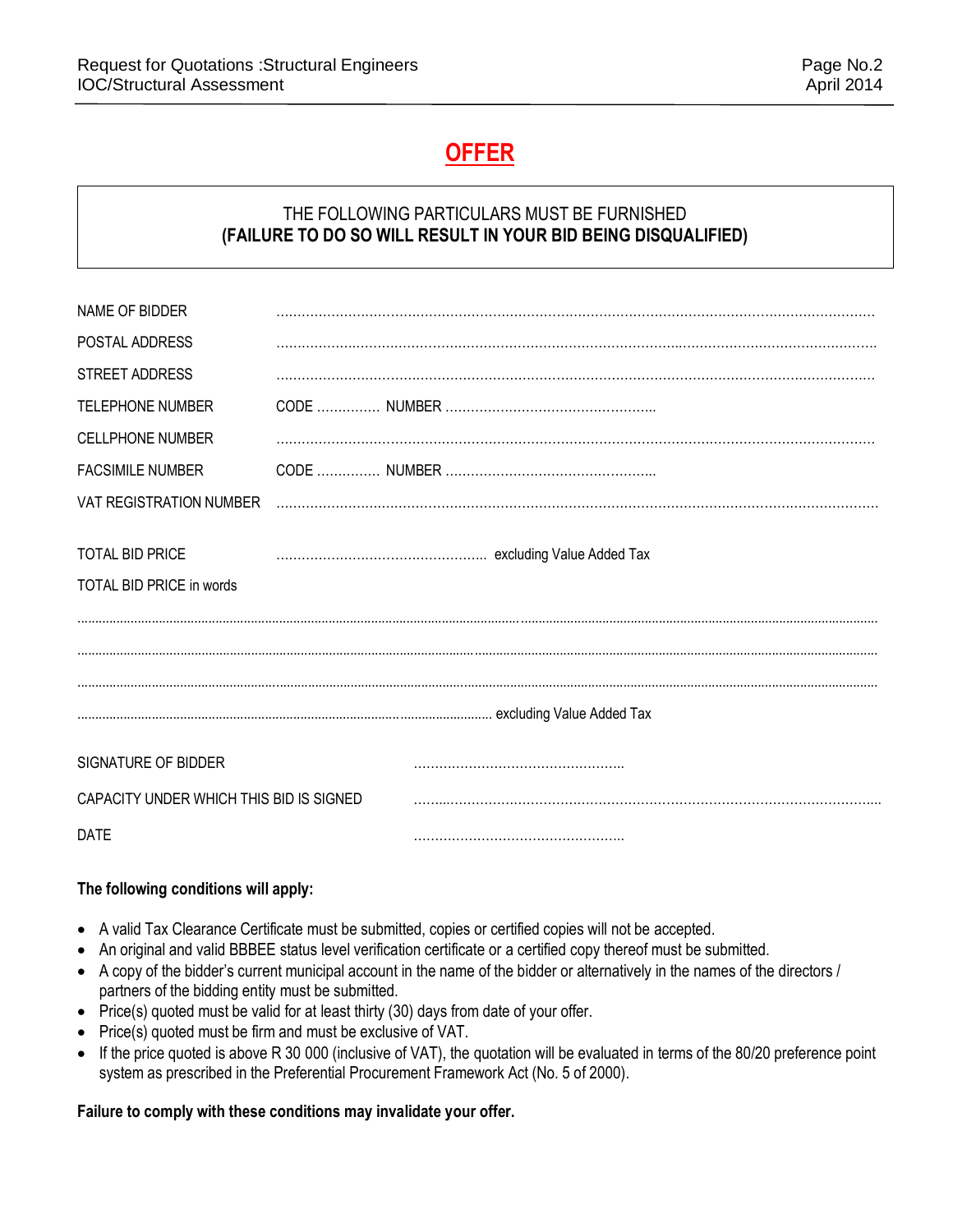# OFFER

THE FOLLOWING PARTICULARS MUST BE FURNISHED
**(FAILURE TO DO SO WILL RESULT IN YOUR BID BEING DISQUALIFIED)**

NAME OF BIDDER ……………………………………………………………………………………………………

POSTAL ADDRESS ……………………………………………………………………………………………………

STREET ADDRESS ……………………………………………………………………………………………………

TELEPHONE NUMBER CODE …………… NUMBER …………………………………………..

CELLPHONE NUMBER ……………………………………………………………………………………………………

FACSIMILE NUMBER CODE …………… NUMBER …………………………………………..

VAT REGISTRATION NUMBER ……………………………………………………………………………………………………

TOTAL BID PRICE ………………………………………….. excluding Value Added Tax

TOTAL BID PRICE in words

……………………………………………………………………………………………………………………………………

……………………………………………………………………………………………………………………………………

……………………………………………………………………………………………………………………………………

…………………………………………………………………………… excluding Value Added Tax

SIGNATURE OF BIDDER …………………………………………..

CAPACITY UNDER WHICH THIS BID IS SIGNED ……………………………………………………………………………………

DATE …………………………………………..

**The following conditions will apply:**

- A valid Tax Clearance Certificate must be submitted, copies or certified copies will not be accepted.
- An original and valid BBBEE status level verification certificate or a certified copy thereof must be submitted.
- A copy of the bidder's current municipal account in the name of the bidder or alternatively in the names of the directors / partners of the bidding entity must be submitted.
- Price(s) quoted must be valid for at least thirty (30) days from date of your offer.
- Price(s) quoted must be firm and must be exclusive of VAT.
- If the price quoted is above R 30 000 (inclusive of VAT), the quotation will be evaluated in terms of the 80/20 preference point system as prescribed in the Preferential Procurement Framework Act (No. 5 of 2000).

**Failure to comply with these conditions may invalidate your offer.**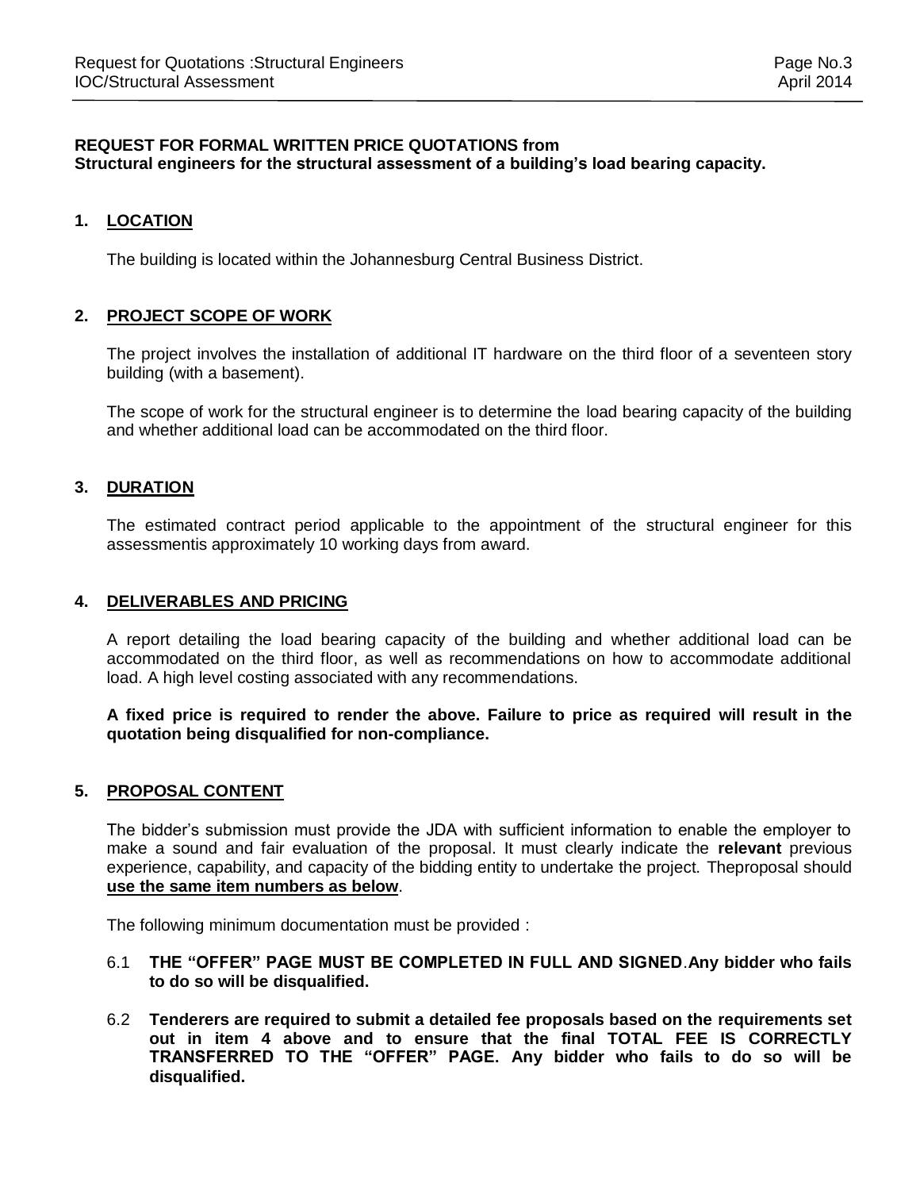**REQUEST FOR FORMAL WRITTEN PRICE QUOTATIONS from**
**Structural engineers for the structural assessment of a building's load bearing capacity.**

## 1. LOCATION

The building is located within the Johannesburg Central Business District.

## 2. PROJECT SCOPE OF WORK

The project involves the installation of additional IT hardware on the third floor of a seventeen story building (with a basement).

The scope of work for the structural engineer is to determine the load bearing capacity of the building and whether additional load can be accommodated on the third floor.

## 3. DURATION

The estimated contract period applicable to the appointment of the structural engineer for this assessmentis approximately 10 working days from award.

## 4. DELIVERABLES AND PRICING

A report detailing the load bearing capacity of the building and whether additional load can be accommodated on the third floor, as well as recommendations on how to accommodate additional load. A high level costing associated with any recommendations.

**A fixed price is required to render the above. Failure to price as required will result in the quotation being disqualified for non-compliance.**

## 5. PROPOSAL CONTENT

The bidder's submission must provide the JDA with sufficient information to enable the employer to make a sound and fair evaluation of the proposal. It must clearly indicate the **relevant** previous experience, capability, and capacity of the bidding entity to undertake the project. Theproposal should **use the same item numbers as below**.

The following minimum documentation must be provided :

6.1 **THE "OFFER" PAGE MUST BE COMPLETED IN FULL AND SIGNED**.**Any bidder who fails to do so will be disqualified.**

6.2 **Tenderers are required to submit a detailed fee proposals based on the requirements set out in item 4 above and to ensure that the final TOTAL FEE IS CORRECTLY TRANSFERRED TO THE "OFFER" PAGE. Any bidder who fails to do so will be disqualified.**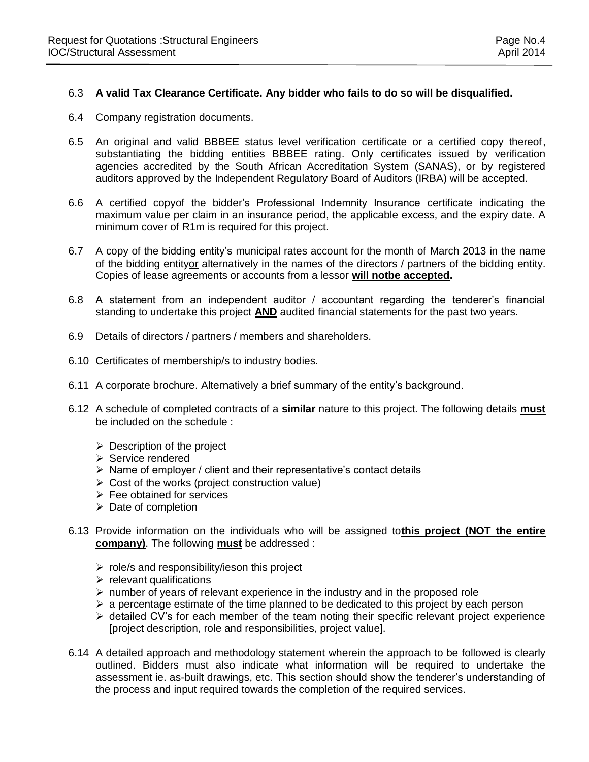6.3 **A valid Tax Clearance Certificate. Any bidder who fails to do so will be disqualified.**

6.4 Company registration documents.

6.5 An original and valid BBBEE status level verification certificate or a certified copy thereof, substantiating the bidding entities BBBEE rating. Only certificates issued by verification agencies accredited by the South African Accreditation System (SANAS), or by registered auditors approved by the Independent Regulatory Board of Auditors (IRBA) will be accepted.

6.6 A certified copyof the bidder's Professional Indemnity Insurance certificate indicating the maximum value per claim in an insurance period, the applicable excess, and the expiry date. A minimum cover of R1m is required for this project.

6.7 A copy of the bidding entity's municipal rates account for the month of March 2013 in the name of the bidding entity<u>or</u> alternatively in the names of the directors / partners of the bidding entity. Copies of lease agreements or accounts from a lessor <u>**will notbe accepted**</u>**.**

6.8 A statement from an independent auditor / accountant regarding the tenderer's financial standing to undertake this project <u>**AND**</u> audited financial statements for the past two years.

6.9 Details of directors / partners / members and shareholders.

6.10 Certificates of membership/s to industry bodies.

6.11 A corporate brochure. Alternatively a brief summary of the entity's background.

6.12 A schedule of completed contracts of a **similar** nature to this project. The following details <u>**must**</u> be included on the schedule :

- Description of the project
- Service rendered
- Name of employer / client and their representative's contact details
- Cost of the works (project construction value)
- Fee obtained for services
- Date of completion

6.13 Provide information on the individuals who will be assigned to<u>**this project (NOT the entire company)**</u>. The following <u>**must**</u> be addressed :

- role/s and responsibility/ieson this project
- relevant qualifications
- number of years of relevant experience in the industry and in the proposed role
- a percentage estimate of the time planned to be dedicated to this project by each person
- detailed CV's for each member of the team noting their specific relevant project experience [project description, role and responsibilities, project value].

6.14 A detailed approach and methodology statement wherein the approach to be followed is clearly outlined. Bidders must also indicate what information will be required to undertake the assessment ie. as-built drawings, etc. This section should show the tenderer's understanding of the process and input required towards the completion of the required services.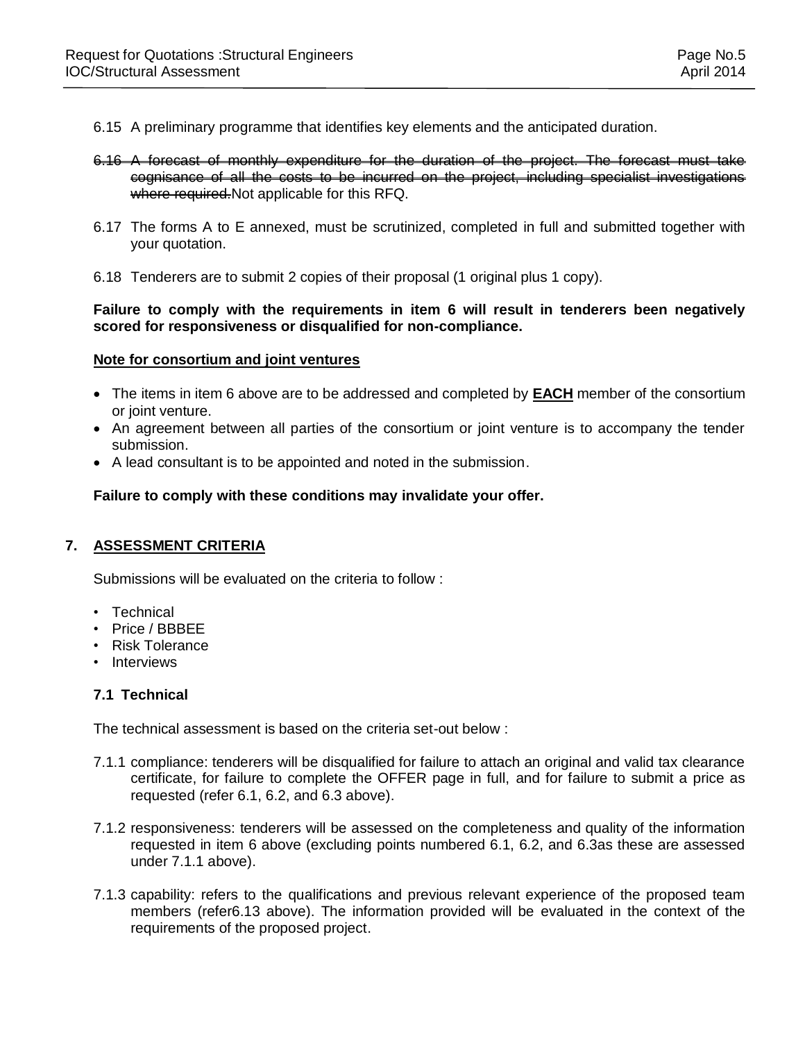6.15 A preliminary programme that identifies key elements and the anticipated duration.

6.16 ~~A forecast of monthly expenditure for the duration of the project. The forecast must take cognisance of all the costs to be incurred on the project, including specialist investigations where required.~~Not applicable for this RFQ.

6.17 The forms A to E annexed, must be scrutinized, completed in full and submitted together with your quotation.

6.18 Tenderers are to submit 2 copies of their proposal (1 original plus 1 copy).

**Failure to comply with the requirements in item 6 will result in tenderers been negatively scored for responsiveness or disqualified for non-compliance.**

**Note for consortium and joint ventures**

- The items in item 6 above are to be addressed and completed by **EACH** member of the consortium or joint venture.
- An agreement between all parties of the consortium or joint venture is to accompany the tender submission.
- A lead consultant is to be appointed and noted in the submission.

**Failure to comply with these conditions may invalidate your offer.**

## 7. ASSESSMENT CRITERIA

Submissions will be evaluated on the criteria to follow :

- Technical
- Price / BBBEE
- Risk Tolerance
- Interviews

### 7.1 Technical

The technical assessment is based on the criteria set-out below :

7.1.1 compliance: tenderers will be disqualified for failure to attach an original and valid tax clearance certificate, for failure to complete the OFFER page in full, and for failure to submit a price as requested (refer 6.1, 6.2, and 6.3 above).

7.1.2 responsiveness: tenderers will be assessed on the completeness and quality of the information requested in item 6 above (excluding points numbered 6.1, 6.2, and 6.3as these are assessed under 7.1.1 above).

7.1.3 capability: refers to the qualifications and previous relevant experience of the proposed team members (refer6.13 above). The information provided will be evaluated in the context of the requirements of the proposed project.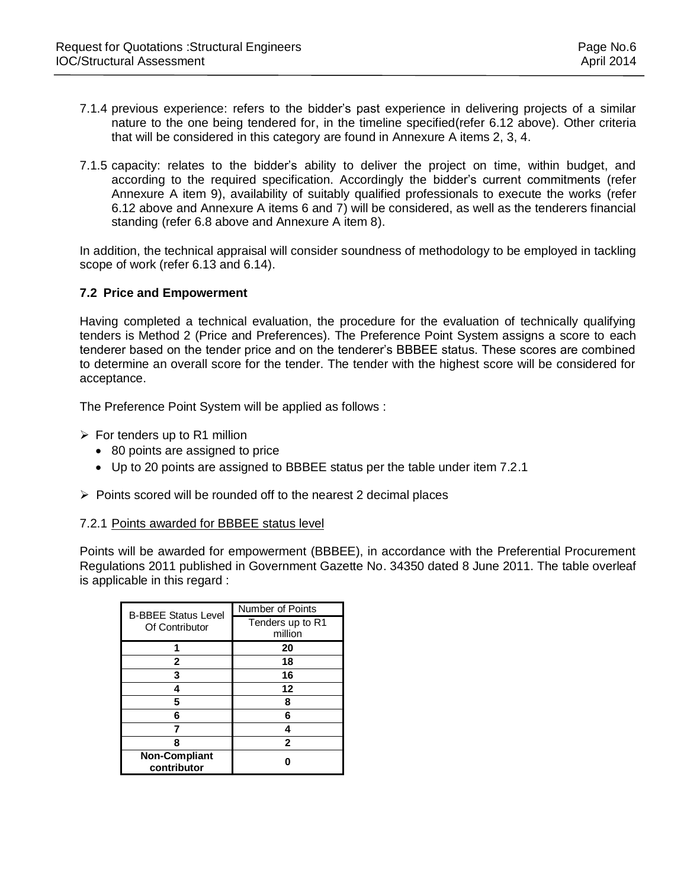7.1.4 previous experience: refers to the bidder's past experience in delivering projects of a similar nature to the one being tendered for, in the timeline specified(refer 6.12 above). Other criteria that will be considered in this category are found in Annexure A items 2, 3, 4.

7.1.5 capacity: relates to the bidder's ability to deliver the project on time, within budget, and according to the required specification. Accordingly the bidder's current commitments (refer Annexure A item 9), availability of suitably qualified professionals to execute the works (refer 6.12 above and Annexure A items 6 and 7) will be considered, as well as the tenderers financial standing (refer 6.8 above and Annexure A item 8).

In addition, the technical appraisal will consider soundness of methodology to be employed in tackling scope of work (refer 6.13 and 6.14).

### 7.2 Price and Empowerment

Having completed a technical evaluation, the procedure for the evaluation of technically qualifying tenders is Method 2 (Price and Preferences). The Preference Point System assigns a score to each tenderer based on the tender price and on the tenderer's BBBEE status. These scores are combined to determine an overall score for the tender. The tender with the highest score will be considered for acceptance.

The Preference Point System will be applied as follows :

- For tenders up to R1 million
  - 80 points are assigned to price
  - Up to 20 points are assigned to BBBEE status per the table under item 7.2.1
- Points scored will be rounded off to the nearest 2 decimal places

7.2.1 Points awarded for BBBEE status level

Points will be awarded for empowerment (BBBEE), in accordance with the Preferential Procurement Regulations 2011 published in Government Gazette No. 34350 dated 8 June 2011. The table overleaf is applicable in this regard :

| B-BBEE Status Level Of Contributor | Number of Points |
|---|---|
| | Tenders up to R1 million |
| **1** | **20** |
| **2** | **18** |
| **3** | **16** |
| **4** | **12** |
| **5** | **8** |
| **6** | **6** |
| **7** | **4** |
| **8** | **2** |
| **Non-Compliant contributor** | **0** |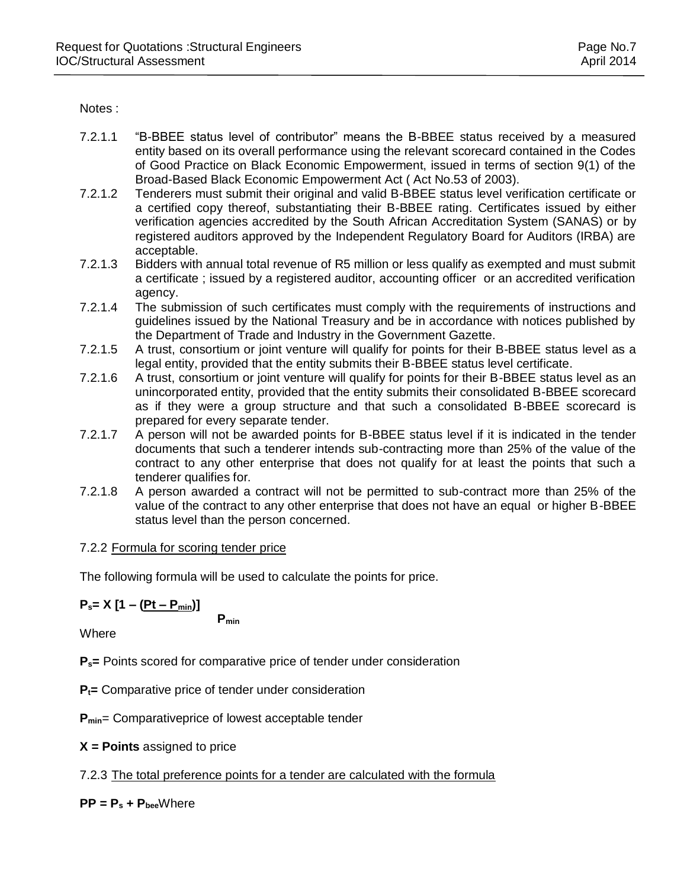Notes :

7.2.1.1 "B-BBEE status level of contributor" means the B-BBEE status received by a measured entity based on its overall performance using the relevant scorecard contained in the Codes of Good Practice on Black Economic Empowerment, issued in terms of section 9(1) of the Broad-Based Black Economic Empowerment Act ( Act No.53 of 2003).

7.2.1.2 Tenderers must submit their original and valid B-BBEE status level verification certificate or a certified copy thereof, substantiating their B-BBEE rating. Certificates issued by either verification agencies accredited by the South African Accreditation System (SANAS) or by registered auditors approved by the Independent Regulatory Board for Auditors (IRBA) are acceptable.

7.2.1.3 Bidders with annual total revenue of R5 million or less qualify as exempted and must submit a certificate ; issued by a registered auditor, accounting officer or an accredited verification agency.

7.2.1.4 The submission of such certificates must comply with the requirements of instructions and guidelines issued by the National Treasury and be in accordance with notices published by the Department of Trade and Industry in the Government Gazette.

7.2.1.5 A trust, consortium or joint venture will qualify for points for their B-BBEE status level as a legal entity, provided that the entity submits their B-BBEE status level certificate.

7.2.1.6 A trust, consortium or joint venture will qualify for points for their B-BBEE status level as an unincorporated entity, provided that the entity submits their consolidated B-BBEE scorecard as if they were a group structure and that such a consolidated B-BBEE scorecard is prepared for every separate tender.

7.2.1.7 A person will not be awarded points for B-BBEE status level if it is indicated in the tender documents that such a tenderer intends sub-contracting more than 25% of the value of the contract to any other enterprise that does not qualify for at least the points that such a tenderer qualifies for.

7.2.1.8 A person awarded a contract will not be permitted to sub-contract more than 25% of the value of the contract to any other enterprise that does not have an equal or higher B-BBEE status level than the person concerned.

7.2.2 Formula for scoring tender price

The following formula will be used to calculate the points for price.

$$P_s = X\left[1 - \frac{(Pt - P_{min})}{P_{min}}\right]$$

Where

**$P_s$=** Points scored for comparative price of tender under consideration

**$P_t$=** Comparative price of tender under consideration

**$P_{min}$**= Comparativeprice of lowest acceptable tender

**X = Points** assigned to price

7.2.3 The total preference points for a tender are calculated with the formula

**$PP = P_s + P_{bee}$**Where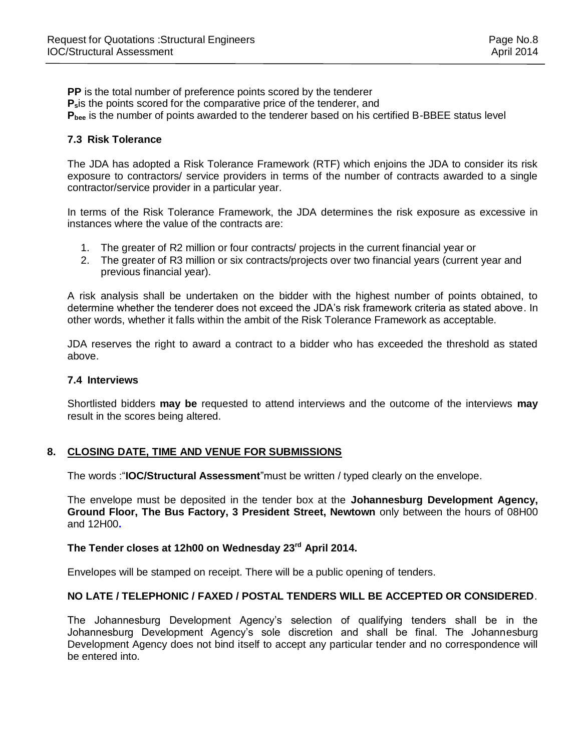**PP** is the total number of preference points scored by the tenderer
**$P_s$** is the points scored for the comparative price of the tenderer, and
**$P_{bee}$** is the number of points awarded to the tenderer based on his certified B-BBEE status level

### 7.3 Risk Tolerance

The JDA has adopted a Risk Tolerance Framework (RTF) which enjoins the JDA to consider its risk exposure to contractors/ service providers in terms of the number of contracts awarded to a single contractor/service provider in a particular year.

In terms of the Risk Tolerance Framework, the JDA determines the risk exposure as excessive in instances where the value of the contracts are:

1. The greater of R2 million or four contracts/ projects in the current financial year or
2. The greater of R3 million or six contracts/projects over two financial years (current year and previous financial year).

A risk analysis shall be undertaken on the bidder with the highest number of points obtained, to determine whether the tenderer does not exceed the JDA's risk framework criteria as stated above. In other words, whether it falls within the ambit of the Risk Tolerance Framework as acceptable.

JDA reserves the right to award a contract to a bidder who has exceeded the threshold as stated above.

### 7.4 Interviews

Shortlisted bidders **may be** requested to attend interviews and the outcome of the interviews **may** result in the scores being altered.

## 8. CLOSING DATE, TIME AND VENUE FOR SUBMISSIONS

The words :"**IOC/Structural Assessment**" must be written / typed clearly on the envelope.

The envelope must be deposited in the tender box at the **Johannesburg Development Agency, Ground Floor, The Bus Factory, 3 President Street, Newtown** only between the hours of 08H00 and 12H00**.**

**The Tender closes at 12h00 on Wednesday 23rd April 2014.**

Envelopes will be stamped on receipt. There will be a public opening of tenders.

**NO LATE / TELEPHONIC / FAXED / POSTAL TENDERS WILL BE ACCEPTED OR CONSIDERED**.

The Johannesburg Development Agency's selection of qualifying tenders shall be in the Johannesburg Development Agency's sole discretion and shall be final. The Johannesburg Development Agency does not bind itself to accept any particular tender and no correspondence will be entered into.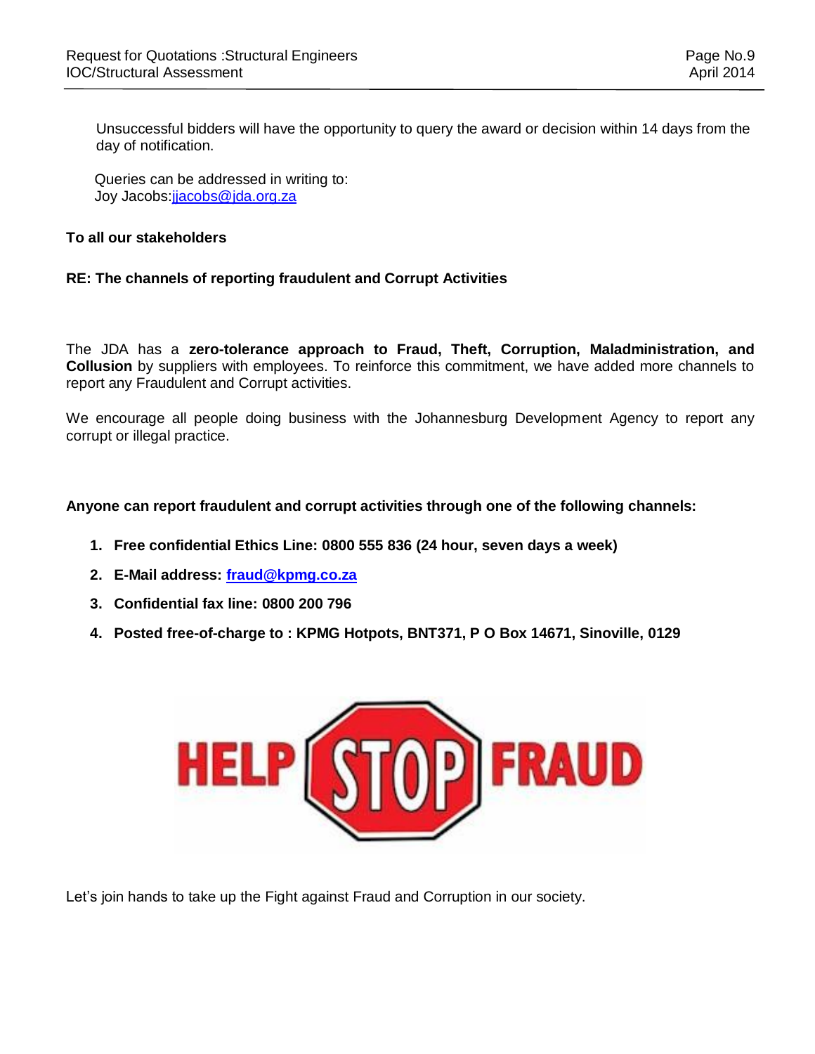Unsuccessful bidders will have the opportunity to query the award or decision within 14 days from the day of notification.

Queries can be addressed in writing to:
Joy Jacobs:jjacobs@jda.org.za

**To all our stakeholders**

**RE: The channels of reporting fraudulent and Corrupt Activities**

The JDA has a **zero-tolerance approach to Fraud, Theft, Corruption, Maladministration, and Collusion** by suppliers with employees. To reinforce this commitment, we have added more channels to report any Fraudulent and Corrupt activities.

We encourage all people doing business with the Johannesburg Development Agency to report any corrupt or illegal practice.

**Anyone can report fraudulent and corrupt activities through one of the following channels:**

1. **Free confidential Ethics Line: 0800 555 836 (24 hour, seven days a week)**
2. **E-Mail address: fraud@kpmg.co.za**
3. **Confidential fax line: 0800 200 796**
4. **Posted free-of-charge to : KPMG Hotpots, BNT371, P O Box 14671, Sinoville, 0129**

HELP STOP FRAUD

Let's join hands to take up the Fight against Fraud and Corruption in our society.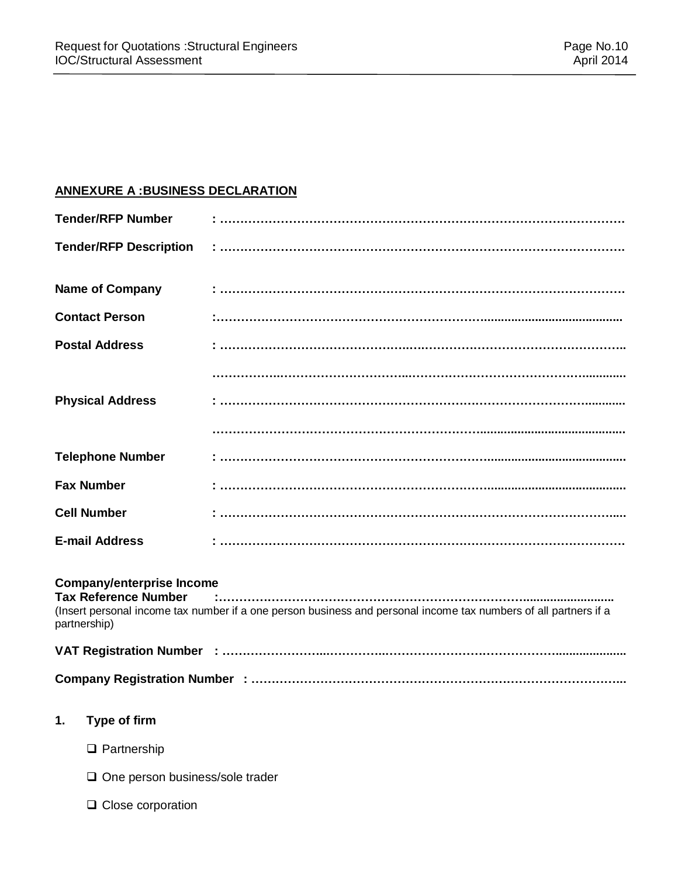**ANNEXURE A :BUSINESS DECLARATION**

**Tender/RFP Number** : ……………………………………………………………………………………….

**Tender/RFP Description** : ……………………………………………………………………………………….

**Name of Company** : ……………………………………………………………………………………….

**Contact Person** :……………………………………………………………………………………….

**Postal Address** : ……………………………………………………………………………………….

……………………………………………………………………………………….

**Physical Address** : ……………………………………………………………………………………….

……………………………………………………………………………………….

**Telephone Number** : ……………………………………………………………………………………….

**Fax Number** : ……………………………………………………………………………………….

**Cell Number** : ……………………………………………………………………………………….

**E-mail Address** : ……………………………………………………………………………………….

**Company/enterprise Income**
**Tax Reference Number** :……………………………………………………………………………………….
(Insert personal income tax number if a one person business and personal income tax numbers of all partners if a partnership)

**VAT Registration Number** : ……………………………………………………………………………………….

**Company Registration Number** : ……………………………………………………………………………………….

**1. Type of firm**

- ❑ Partnership
- ❑ One person business/sole trader
- ❑ Close corporation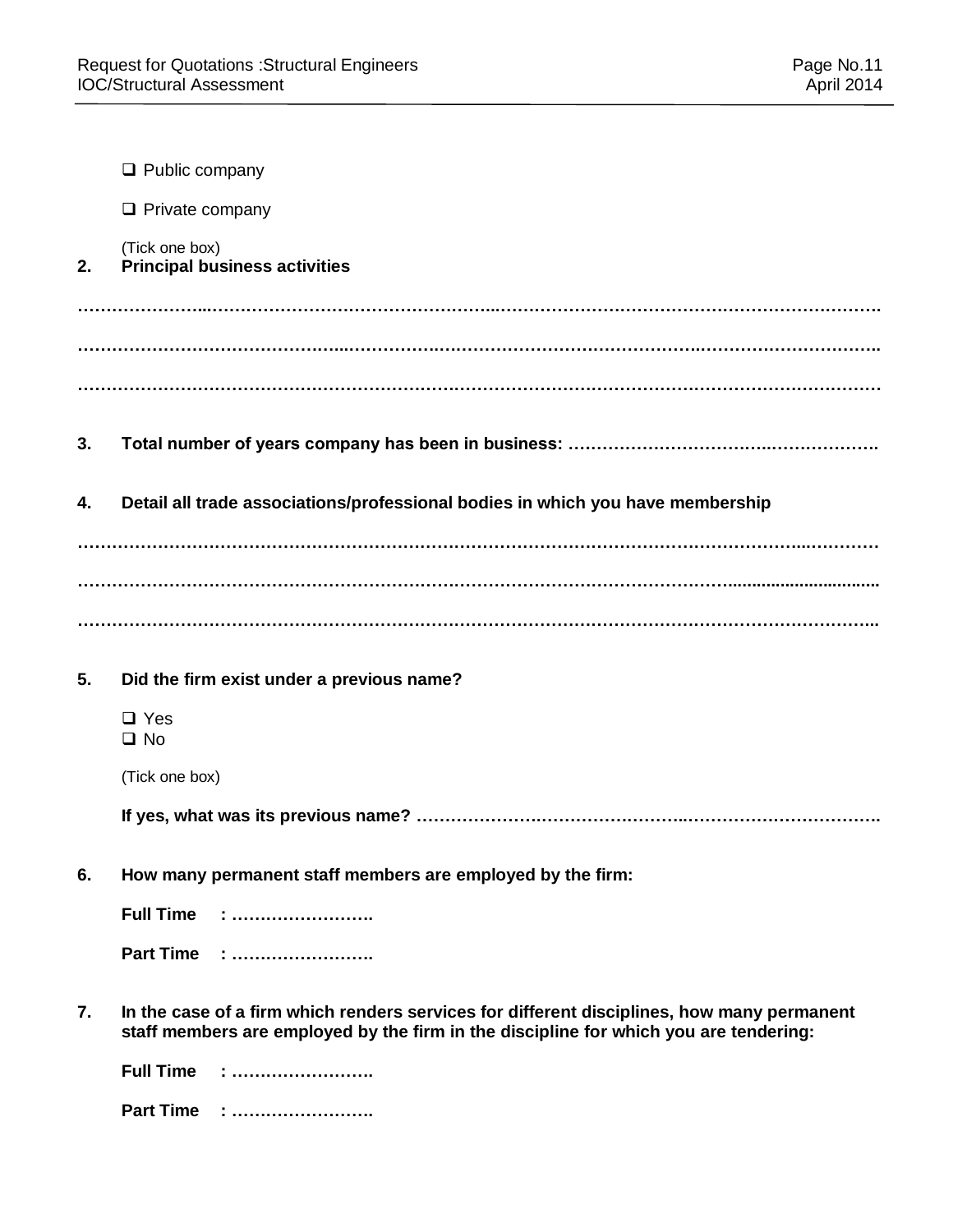- ❑ Public company
- ❑ Private company

(Tick one box)

**2. Principal business activities**

…………………………………………………………………………………………………………………………

…………………………………………………………………………………………………………………………

…………………………………………………………………………………………………………………………

**3. Total number of years company has been in business: ……………………………………………………**

**4. Detail all trade associations/professional bodies in which you have membership**

…………………………………………………………………………………………………………………………

…………………………………………………………………………………………………………………………

…………………………………………………………………………………………………………………………

**5. Did the firm exist under a previous name?**

- ❑ Yes
- ❑ No

(Tick one box)

**If yes, what was its previous name? ……………………………………………………………………………**

**6. How many permanent staff members are employed by the firm:**

**Full Time : …………………….**

**Part Time : …………………….**

**7. In the case of a firm which renders services for different disciplines, how many permanent staff members are employed by the firm in the discipline for which you are tendering:**

**Full Time : …………………….**

**Part Time : …………………….**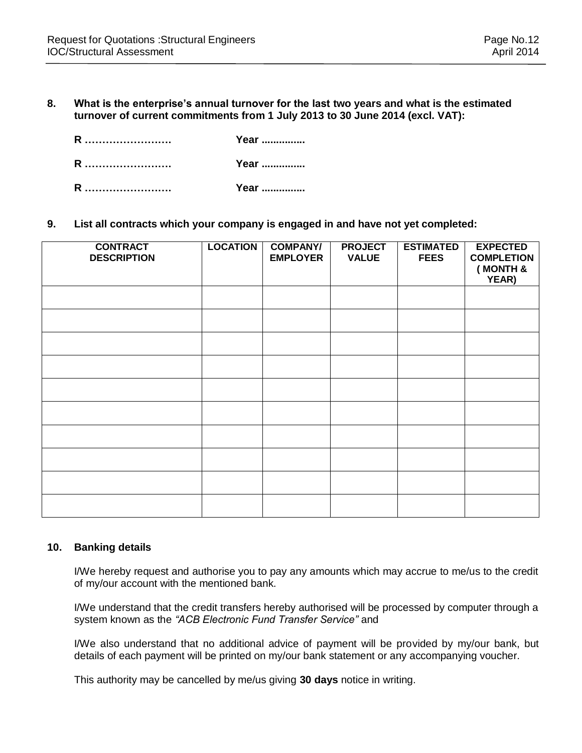**8. What is the enterprise's annual turnover for the last two years and what is the estimated turnover of current commitments from 1 July 2013 to 30 June 2014 (excl. VAT):**

**R …………………….   Year ...............**

**R …………………….   Year ...............**

**R …………………….   Year ...............**

**9. List all contracts which your company is engaged in and have not yet completed:**

| CONTRACT DESCRIPTION | LOCATION | COMPANY/ EMPLOYER | PROJECT VALUE | ESTIMATED FEES | EXPECTED COMPLETION ( MONTH & YEAR) |
|---|---|---|---|---|---|
| | | | | | |
| | | | | | |
| | | | | | |
| | | | | | |
| | | | | | |
| | | | | | |
| | | | | | |
| | | | | | |
| | | | | | |
| | | | | | |

**10. Banking details**

I/We hereby request and authorise you to pay any amounts which may accrue to me/us to the credit of my/our account with the mentioned bank.

I/We understand that the credit transfers hereby authorised will be processed by computer through a system known as the *"ACB Electronic Fund Transfer Service"* and

I/We also understand that no additional advice of payment will be provided by my/our bank, but details of each payment will be printed on my/our bank statement or any accompanying voucher.

This authority may be cancelled by me/us giving **30 days** notice in writing.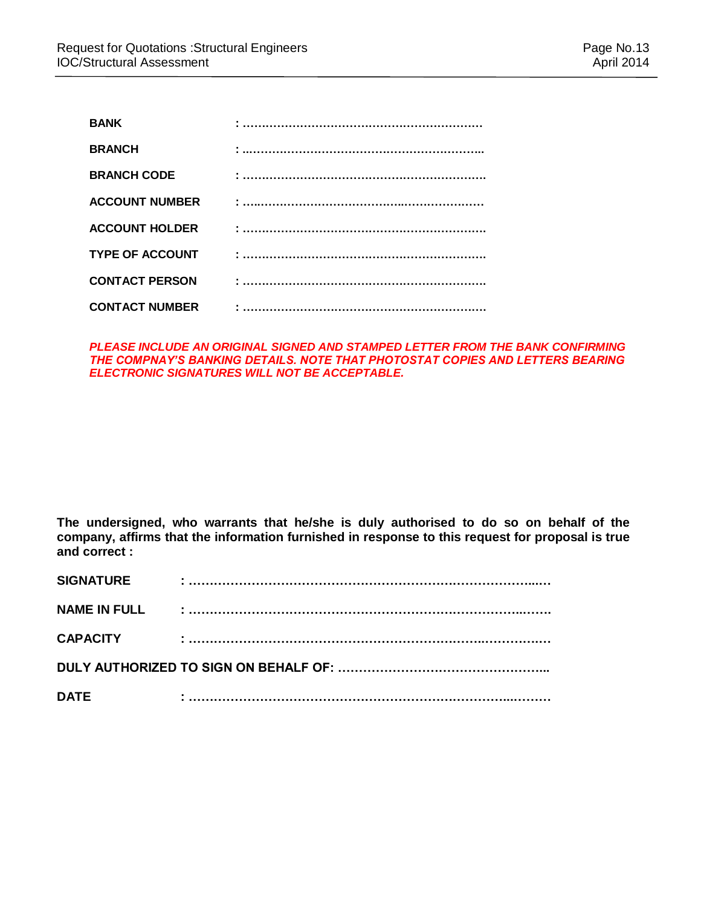**BANK** : ……………………………………………………….

**BRANCH** : ………………………………………………………..

**BRANCH CODE** : ……………………………………………………….

**ACCOUNT NUMBER** : ……………………………………………………….

**ACCOUNT HOLDER** : ……………………………………………………….

**TYPE OF ACCOUNT** : ……………………………………………………….

**CONTACT PERSON** : ……………………………………………………….

**CONTACT NUMBER** : ……………………………………………………….

***PLEASE INCLUDE AN ORIGINAL SIGNED AND STAMPED LETTER FROM THE BANK CONFIRMING THE COMPNAY'S BANKING DETAILS. NOTE THAT PHOTOSTAT COPIES AND LETTERS BEARING ELECTRONIC SIGNATURES WILL NOT BE ACCEPTABLE.***

**The undersigned, who warrants that he/she is duly authorised to do so on behalf of the company, affirms that the information furnished in response to this request for proposal is true and correct :**

**SIGNATURE** : ……………………………………………………………………….

**NAME IN FULL** : ……………………………………………………………………….

**CAPACITY** : ……………………………………………………………………….

**DULY AUTHORIZED TO SIGN ON BEHALF OF:** …………………………………………...

**DATE** : ……………………………………………………………………….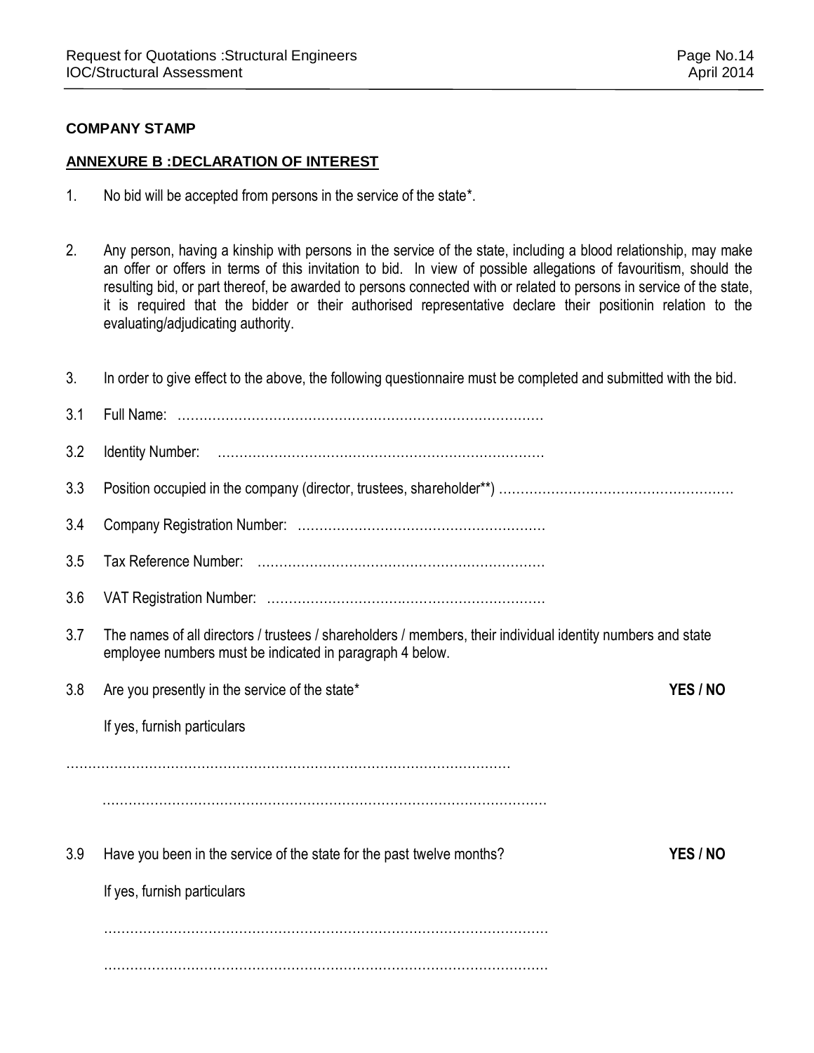**COMPANY STAMP**

**ANNEXURE B :DECLARATION OF INTEREST**

1. No bid will be accepted from persons in the service of the state*.

2. Any person, having a kinship with persons in the service of the state, including a blood relationship, may make an offer or offers in terms of this invitation to bid. In view of possible allegations of favouritism, should the resulting bid, or part thereof, be awarded to persons connected with or related to persons in service of the state, it is required that the bidder or their authorised representative declare their positionin relation to the evaluating/adjudicating authority.

3. In order to give effect to the above, the following questionnaire must be completed and submitted with the bid.

3.1 Full Name: ………………………………………………………………………

3.2 Identity Number: ………………………………………………………………

3.3 Position occupied in the company (director, trustees, shareholder**) ………………………………………………

3.4 Company Registration Number: …………………………………………………

3.5 Tax Reference Number: …………………………………………………………

3.6 VAT Registration Number: ………………………………………………………

3.7 The names of all directors / trustees / shareholders / members, their individual identity numbers and state employee numbers must be indicated in paragraph 4 below.

3.8 Are you presently in the service of the state* **YES / NO**

If yes, furnish particulars

…………………………………………………………………………………………

…………………………………………………………………………………………

3.9 Have you been in the service of the state for the past twelve months? **YES / NO**

If yes, furnish particulars

…………………………………………………………………………………………

…………………………………………………………………………………………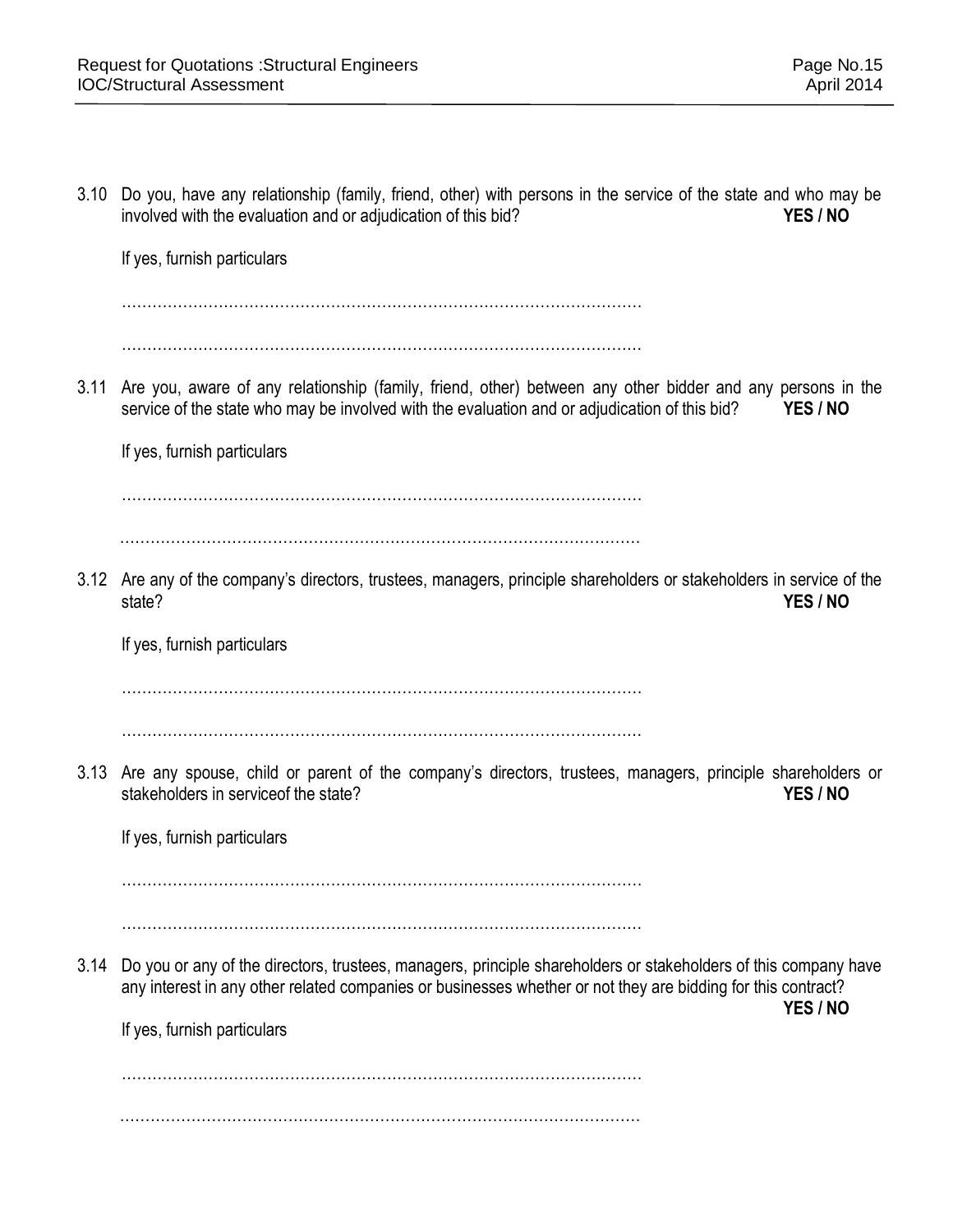3.10 Do you, have any relationship (family, friend, other) with persons in the service of the state and who may be involved with the evaluation and or adjudication of this bid? **YES / NO**

If yes, furnish particulars

…………………………………………………………………………………………

…………………………………………………………………………………………

3.11 Are you, aware of any relationship (family, friend, other) between any other bidder and any persons in the service of the state who may be involved with the evaluation and or adjudication of this bid? **YES / NO**

If yes, furnish particulars

…………………………………………………………………………………………

…………………………………………………………………………………………

3.12 Are any of the company's directors, trustees, managers, principle shareholders or stakeholders in service of the state? **YES / NO**

If yes, furnish particulars

…………………………………………………………………………………………

…………………………………………………………………………………………

3.13 Are any spouse, child or parent of the company's directors, trustees, managers, principle shareholders or stakeholders in serviceof the state? **YES / NO**

If yes, furnish particulars

…………………………………………………………………………………………

…………………………………………………………………………………………

3.14 Do you or any of the directors, trustees, managers, principle shareholders or stakeholders of this company have any interest in any other related companies or businesses whether or not they are bidding for this contract? **YES / NO**

If yes, furnish particulars

…………………………………………………………………………………………

…………………………………………………………………………………………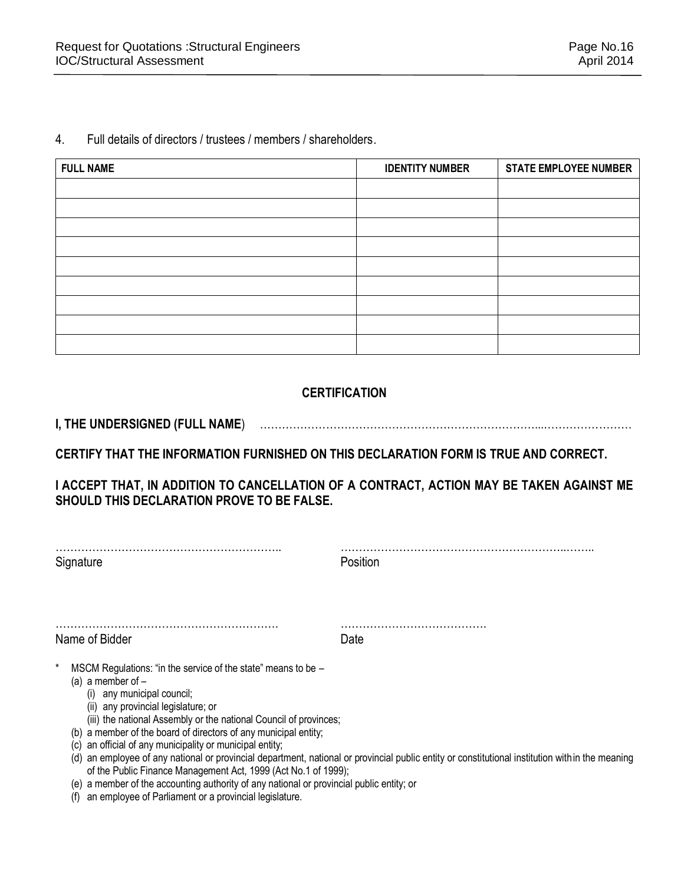4. Full details of directors / trustees / members / shareholders.

| FULL NAME | IDENTITY NUMBER | STATE EMPLOYEE NUMBER |
|---|---|---|
| | | |
| | | |
| | | |
| | | |
| | | |
| | | |
| | | |
| | | |
| | | |

## CERTIFICATION

**I, THE UNDERSIGNED (FULL NAME)** ……………………………………………………………………...……………………

**CERTIFY THAT THE INFORMATION FURNISHED ON THIS DECLARATION FORM IS TRUE AND CORRECT.**

**I ACCEPT THAT, IN ADDITION TO CANCELLATION OF A CONTRACT, ACTION MAY BE TAKEN AGAINST ME SHOULD THIS DECLARATION PROVE TO BE FALSE.**

……………………………………………………….. 
Signature

………………………………………………………..…….. 
Position

……………………………………………………. 
Name of Bidder

………………………………… 
Date

\* MSCM Regulations: "in the service of the state" means to be –
- (a) a member of –
  - (i) any municipal council;
  - (ii) any provincial legislature; or
  - (iii) the national Assembly or the national Council of provinces;
- (b) a member of the board of directors of any municipal entity;
- (c) an official of any municipality or municipal entity;
- (d) an employee of any national or provincial department, national or provincial public entity or constitutional institution within the meaning of the Public Finance Management Act, 1999 (Act No.1 of 1999);
- (e) a member of the accounting authority of any national or provincial public entity; or
- (f) an employee of Parliament or a provincial legislature.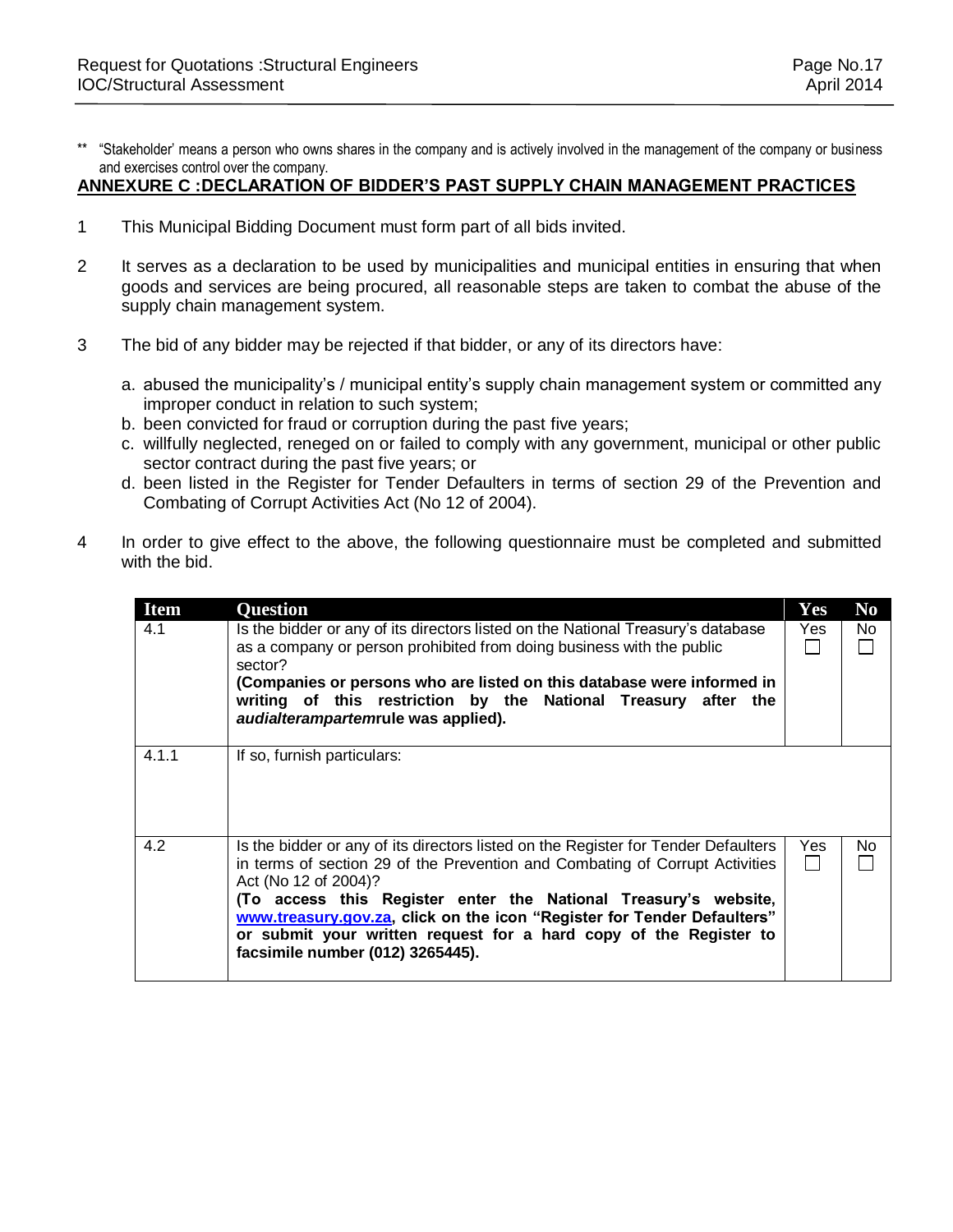** "Stakeholder' means a person who owns shares in the company and is actively involved in the management of the company or business and exercises control over the company.

## ANNEXURE C :DECLARATION OF BIDDER'S PAST SUPPLY CHAIN MANAGEMENT PRACTICES

1 This Municipal Bidding Document must form part of all bids invited.

2 It serves as a declaration to be used by municipalities and municipal entities in ensuring that when goods and services are being procured, all reasonable steps are taken to combat the abuse of the supply chain management system.

3 The bid of any bidder may be rejected if that bidder, or any of its directors have:

a. abused the municipality's / municipal entity's supply chain management system or committed any improper conduct in relation to such system;
b. been convicted for fraud or corruption during the past five years;
c. willfully neglected, reneged on or failed to comply with any government, municipal or other public sector contract during the past five years; or
d. been listed in the Register for Tender Defaulters in terms of section 29 of the Prevention and Combating of Corrupt Activities Act (No 12 of 2004).

4 In order to give effect to the above, the following questionnaire must be completed and submitted with the bid.

| Item | Question | Yes | No |
|---|---|---|---|
| 4.1 | Is the bidder or any of its directors listed on the National Treasury's database as a company or person prohibited from doing business with the public sector?<br>**(Companies or persons who are listed on this database were informed in writing of this restriction by the National Treasury after the *audialterampartem*rule was applied).** | Yes ☐ | No ☐ |
| 4.1.1 | If so, furnish particulars: | | |
| 4.2 | Is the bidder or any of its directors listed on the Register for Tender Defaulters in terms of section 29 of the Prevention and Combating of Corrupt Activities Act (No 12 of 2004)?<br>**(To access this Register enter the National Treasury's website, www.treasury.gov.za, click on the icon "Register for Tender Defaulters" or submit your written request for a hard copy of the Register to facsimile number (012) 3265445).** | Yes ☐ | No ☐ |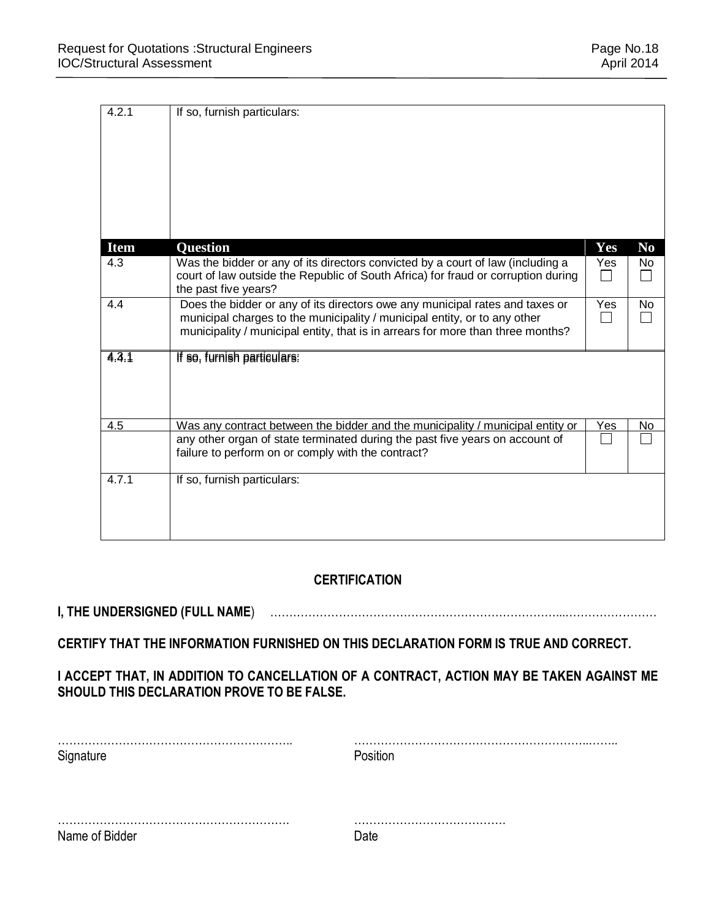| 4.2.1 | If so, furnish particulars: | | |
|---|---|---|---|
| **Item** | **Question** | **Yes** | **No** |
| 4.3 | Was the bidder or any of its directors convicted by a court of law (including a court of law outside the Republic of South Africa) for fraud or corruption during the past five years? | Yes ☐ | No ☐ |
| 4.4 | Does the bidder or any of its directors owe any municipal rates and taxes or municipal charges to the municipality / municipal entity, or to any other municipality / municipal entity, that is in arrears for more than three months? | Yes ☐ | No ☐ |
| 4.3.1 / 4.4.1 | If so, furnish particulars: | | |
| 4.5 | Was any contract between the bidder and the municipality / municipal entity or any other organ of state terminated during the past five years on account of failure to perform on or comply with the contract? | Yes ☐ | No ☐ |
| 4.7.1 | If so, furnish particulars: | | |

**CERTIFICATION**

**I, THE UNDERSIGNED (FULL NAME**) …………………………………………………………………...……………………

**CERTIFY THAT THE INFORMATION FURNISHED ON THIS DECLARATION FORM IS TRUE AND CORRECT.**

**I ACCEPT THAT, IN ADDITION TO CANCELLATION OF A CONTRACT, ACTION MAY BE TAKEN AGAINST ME SHOULD THIS DECLARATION PROVE TO BE FALSE.**

……………………………………………………..
Signature

…………………………………………………..……..
Position

…………………………………………………….
Name of Bidder

………………………………….
Date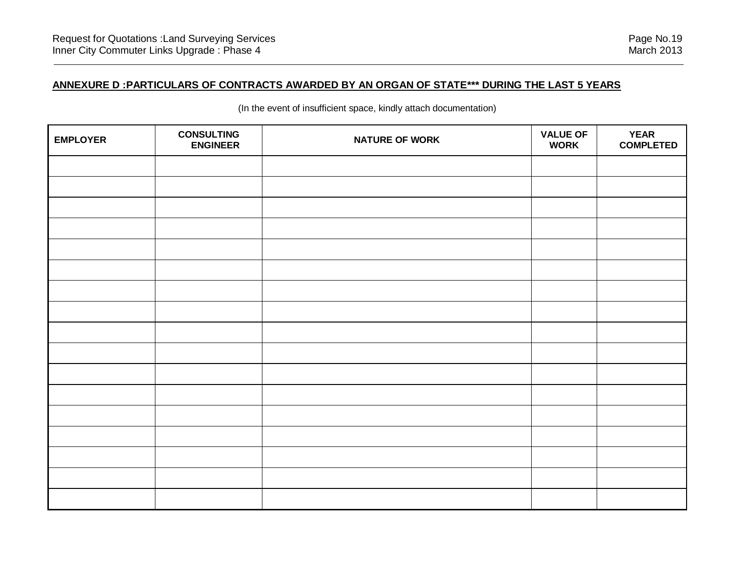## ANNEXURE D :PARTICULARS OF CONTRACTS AWARDED BY AN ORGAN OF STATE*** DURING THE LAST 5 YEARS

(In the event of insufficient space, kindly attach documentation)

| EMPLOYER | CONSULTING ENGINEER | NATURE OF WORK | VALUE OF WORK | YEAR COMPLETED |
|---|---|---|---|---|
| | | | | |
| | | | | |
| | | | | |
| | | | | |
| | | | | |
| | | | | |
| | | | | |
| | | | | |
| | | | | |
| | | | | |
| | | | | |
| | | | | |
| | | | | |
| | | | | |
| | | | | |
| | | | | |
| | | | | |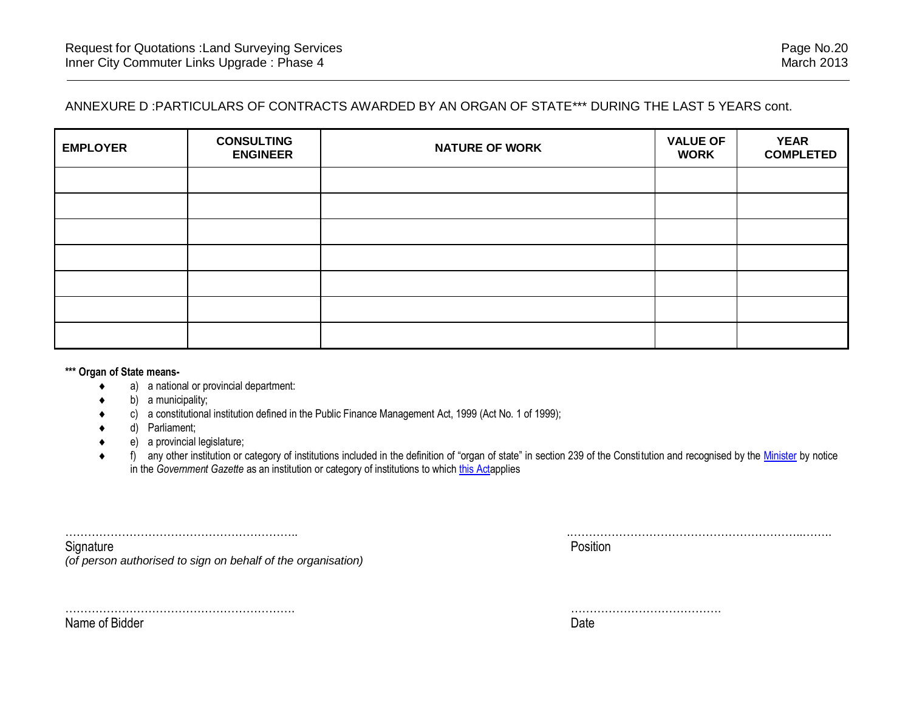ANNEXURE D :PARTICULARS OF CONTRACTS AWARDED BY AN ORGAN OF STATE*** DURING THE LAST 5 YEARS cont.

| EMPLOYER | CONSULTING ENGINEER | NATURE OF WORK | VALUE OF WORK | YEAR COMPLETED |
|---|---|---|---|---|
| | | | | |
| | | | | |
| | | | | |
| | | | | |
| | | | | |
| | | | | |
| | | | | |

**\*\*\* Organ of State means-**

- a) a national or provincial department:
- b) a municipality;
- c) a constitutional institution defined in the Public Finance Management Act, 1999 (Act No. 1 of 1999);
- d) Parliament;
- e) a provincial legislature;
- f) any other institution or category of institutions included in the definition of "organ of state" in section 239 of the Constitution and recognised by the Minister by notice in the *Government Gazette* as an institution or category of institutions to which this Actapplies

…………………………………………………….. 
Signature 
*(of person authorised to sign on behalf of the organisation)*

………………………………………………………..…….. 
Position

……………………………………………………. 
Name of Bidder

…………………………………. 
Date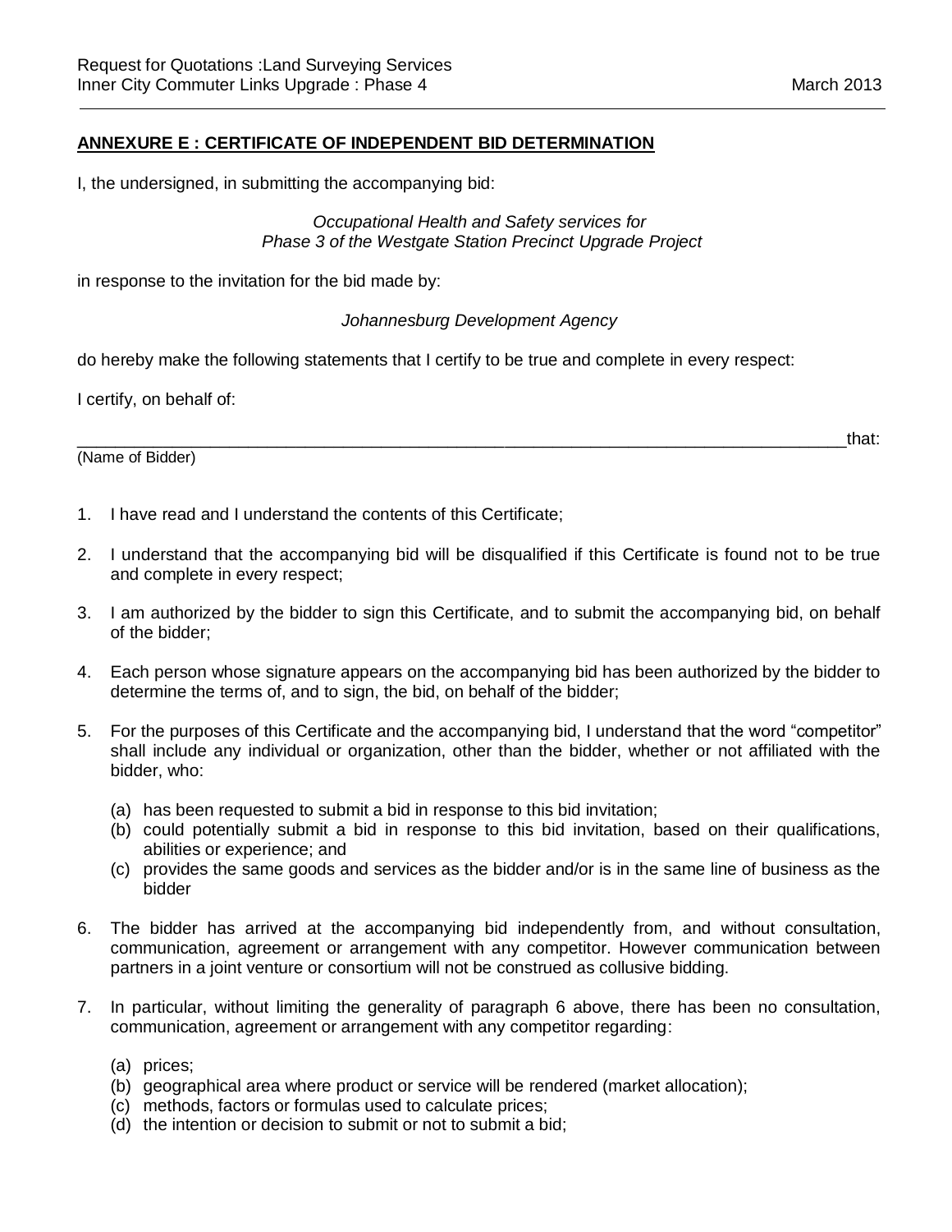## ANNEXURE E : CERTIFICATE OF INDEPENDENT BID DETERMINATION

I, the undersigned, in submitting the accompanying bid:

*Occupational Health and Safety services for*
*Phase 3 of the Westgate Station Precinct Upgrade Project*

in response to the invitation for the bid made by:

*Johannesburg Development Agency*

do hereby make the following statements that I certify to be true and complete in every respect:

I certify, on behalf of:

______________________________________________________________________________that:
(Name of Bidder)

1. I have read and I understand the contents of this Certificate;
2. I understand that the accompanying bid will be disqualified if this Certificate is found not to be true and complete in every respect;
3. I am authorized by the bidder to sign this Certificate, and to submit the accompanying bid, on behalf of the bidder;
4. Each person whose signature appears on the accompanying bid has been authorized by the bidder to determine the terms of, and to sign, the bid, on behalf of the bidder;
5. For the purposes of this Certificate and the accompanying bid, I understand that the word "competitor" shall include any individual or organization, other than the bidder, whether or not affiliated with the bidder, who:
   (a) has been requested to submit a bid in response to this bid invitation;
   (b) could potentially submit a bid in response to this bid invitation, based on their qualifications, abilities or experience; and
   (c) provides the same goods and services as the bidder and/or is in the same line of business as the bidder
6. The bidder has arrived at the accompanying bid independently from, and without consultation, communication, agreement or arrangement with any competitor. However communication between partners in a joint venture or consortium will not be construed as collusive bidding.
7. In particular, without limiting the generality of paragraph 6 above, there has been no consultation, communication, agreement or arrangement with any competitor regarding:
   (a) prices;
   (b) geographical area where product or service will be rendered (market allocation);
   (c) methods, factors or formulas used to calculate prices;
   (d) the intention or decision to submit or not to submit a bid;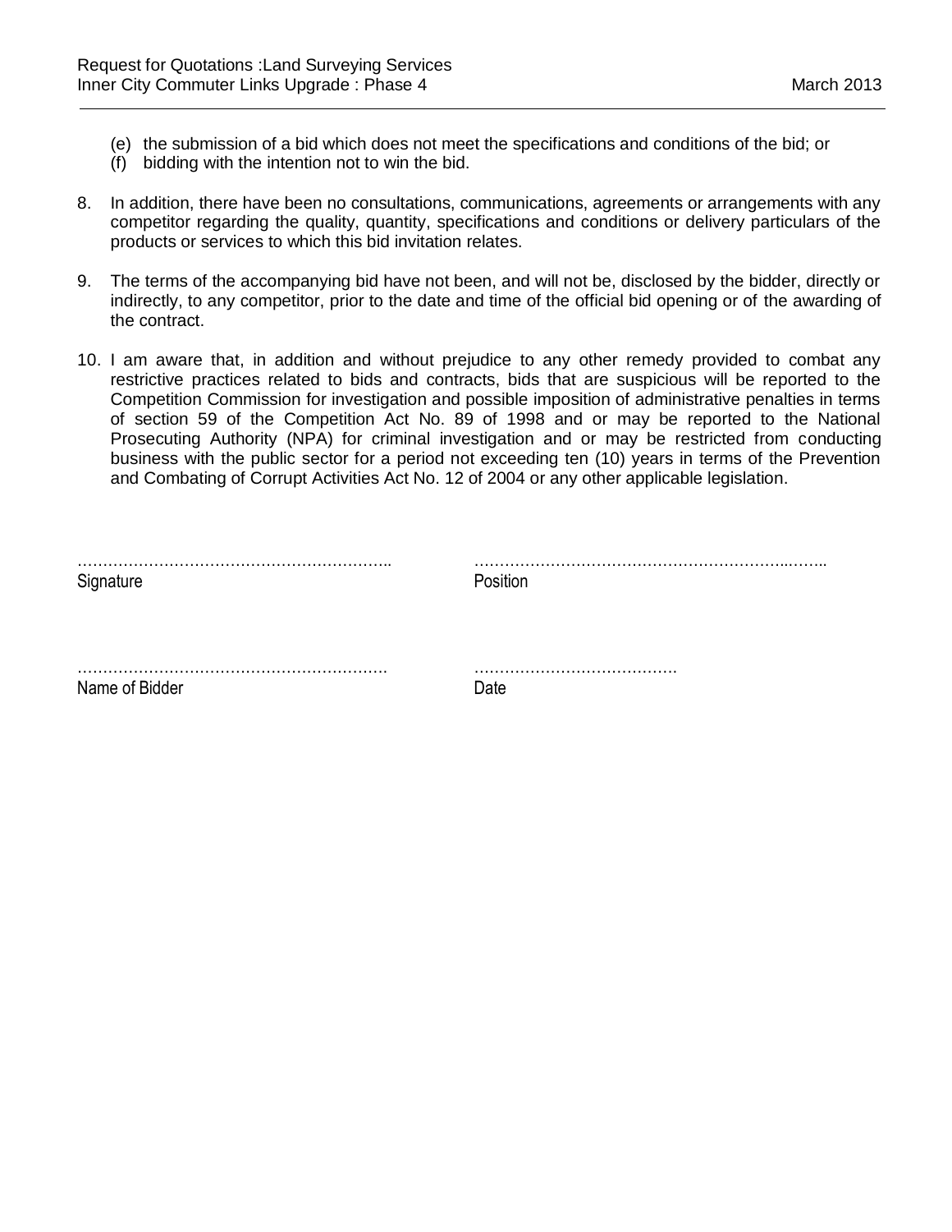(e) the submission of a bid which does not meet the specifications and conditions of the bid; or
(f) bidding with the intention not to win the bid.

8. In addition, there have been no consultations, communications, agreements or arrangements with any competitor regarding the quality, quantity, specifications and conditions or delivery particulars of the products or services to which this bid invitation relates.

9. The terms of the accompanying bid have not been, and will not be, disclosed by the bidder, directly or indirectly, to any competitor, prior to the date and time of the official bid opening or of the awarding of the contract.

10. I am aware that, in addition and without prejudice to any other remedy provided to combat any restrictive practices related to bids and contracts, bids that are suspicious will be reported to the Competition Commission for investigation and possible imposition of administrative penalties in terms of section 59 of the Competition Act No. 89 of 1998 and or may be reported to the National Prosecuting Authority (NPA) for criminal investigation and or may be restricted from conducting business with the public sector for a period not exceeding ten (10) years in terms of the Prevention and Combating of Corrupt Activities Act No. 12 of 2004 or any other applicable legislation.

……………………………………………………..
Signature

………………………………………………………..……..
Position

…………………………………………………….
Name of Bidder

………………………………….
Date